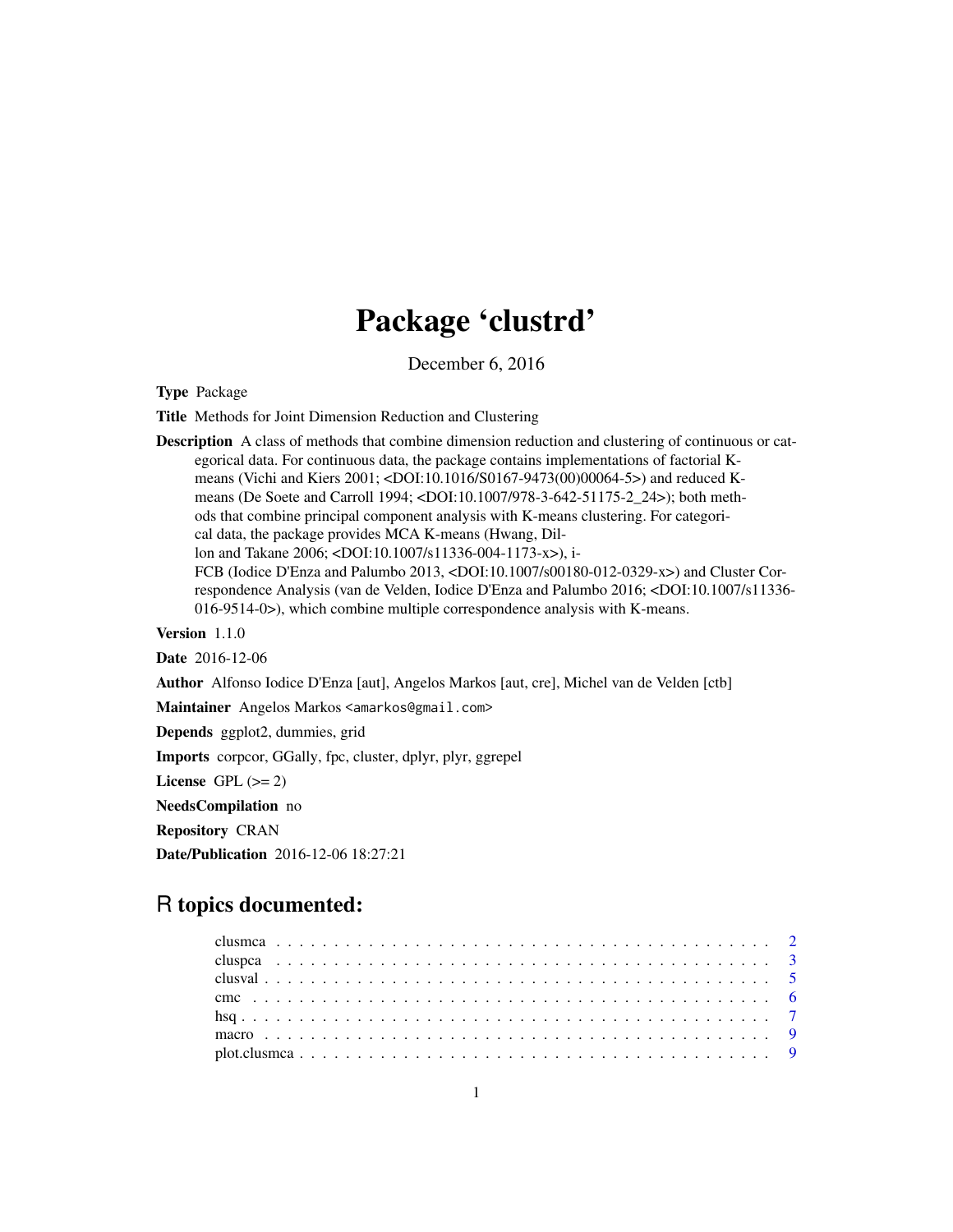# Package 'clustrd'

December 6, 2016

**Type** Package

**Title** Methods for Joint Dimension Reduction and Clustering

**Description** A class of methods that combine dimension reduction and clustering of continuous or categorical data. For continuous data, the package contains implementations of factorial K-means (Vichi and Kiers 2001; <DOI:10.1016/S0167-9473(00)00064-5>) and reduced K-means (De Soete and Carroll 1994; <DOI:10.1007/978-3-642-51175-2_24>); both methods that combine principal component analysis with K-means clustering. For categorical data, the package provides MCA K-means (Hwang, Dillon and Takane 2006; <DOI:10.1007/s11336-004-1173-x>), i-FCB (Iodice D'Enza and Palumbo 2013, <DOI:10.1007/s00180-012-0329-x>) and Cluster Correspondence Analysis (van de Velden, Iodice D'Enza and Palumbo 2016; <DOI:10.1007/s11336-016-9514-0>), which combine multiple correspondence analysis with K-means.

**Version** 1.1.0

**Date** 2016-12-06

**Author** Alfonso Iodice D'Enza [aut], Angelos Markos [aut, cre], Michel van de Velden [ctb]

**Maintainer** Angelos Markos <amarkos@gmail.com>

**Depends** ggplot2, dummies, grid

**Imports** corpcor, GGally, fpc, cluster, dplyr, plyr, ggrepel

**License** GPL (>= 2)

**NeedsCompilation** no

**Repository** CRAN

**Date/Publication** 2016-12-06 18:27:21

## R topics documented:

- clusmca . . . . . . . . . . . . . . . . . . . . . . . . . . . . . . . . . . . . . . . . . . 2
- cluspca . . . . . . . . . . . . . . . . . . . . . . . . . . . . . . . . . . . . . . . . . . 3
- clusval . . . . . . . . . . . . . . . . . . . . . . . . . . . . . . . . . . . . . . . . . . 5
- cmc . . . . . . . . . . . . . . . . . . . . . . . . . . . . . . . . . . . . . . . . . . 6
- hsq . . . . . . . . . . . . . . . . . . . . . . . . . . . . . . . . . . . . . . . . . . 7
- macro . . . . . . . . . . . . . . . . . . . . . . . . . . . . . . . . . . . . . . . . . . 9
- plot.clusmca . . . . . . . . . . . . . . . . . . . . . . . . . . . . . . . . . . . . . . . . . . 9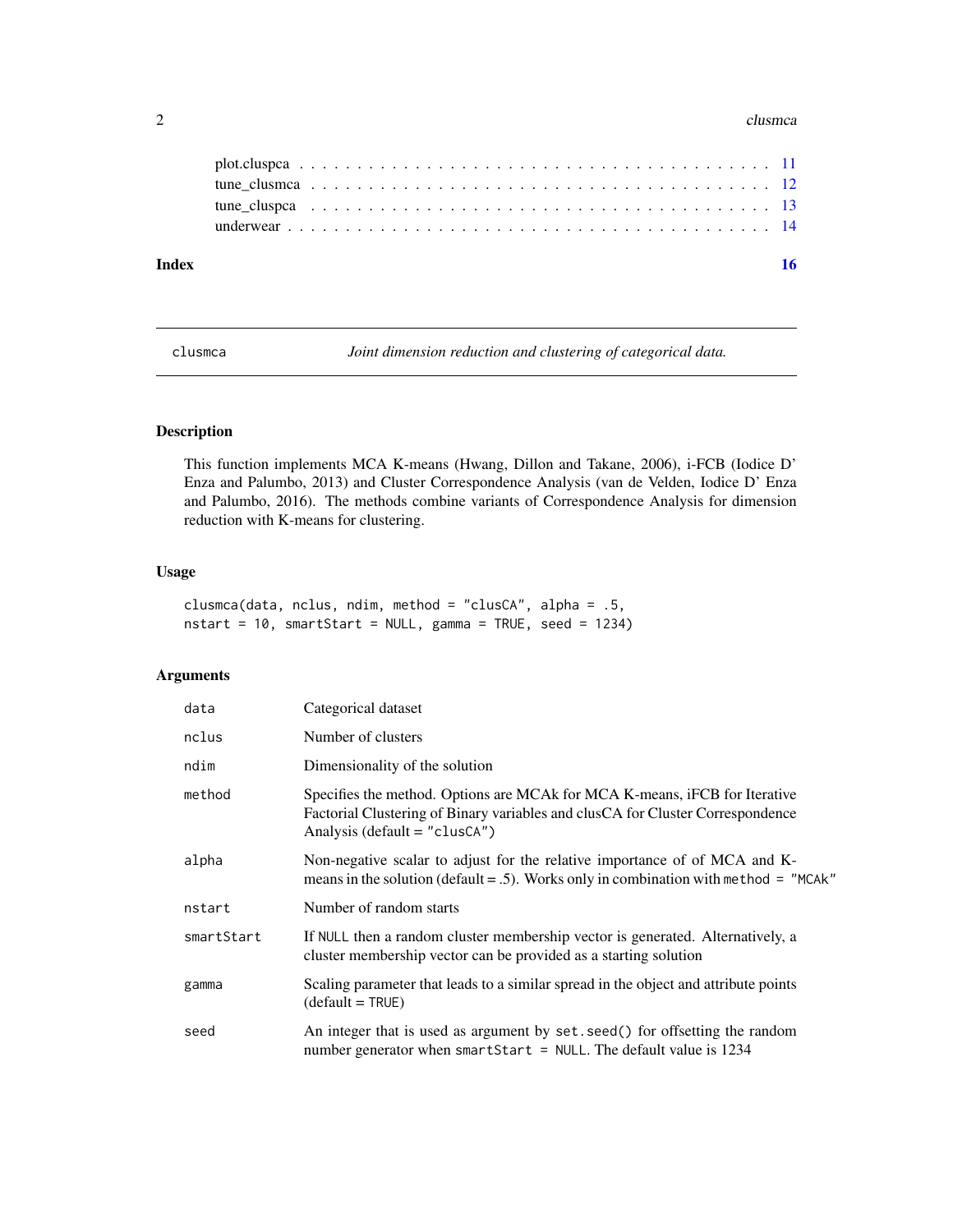plot.cluspca . . . . . . . . . . . . . . . . . . . . . . . . . . . . . . . . . . . . . . 11
tune_clusmca . . . . . . . . . . . . . . . . . . . . . . . . . . . . . . . . . . . . . . 12
tune_cluspca . . . . . . . . . . . . . . . . . . . . . . . . . . . . . . . . . . . . . . 13
underwear . . . . . . . . . . . . . . . . . . . . . . . . . . . . . . . . . . . . . . . 14

**Index** **16**

---

## clusmca — *Joint dimension reduction and clustering of categorical data.*

---

### Description

This function implements MCA K-means (Hwang, Dillon and Takane, 2006), i-FCB (Iodice D' Enza and Palumbo, 2013) and Cluster Correspondence Analysis (van de Velden, Iodice D' Enza and Palumbo, 2016). The methods combine variants of Correspondence Analysis for dimension reduction with K-means for clustering.

### Usage

```
clusmca(data, nclus, ndim, method = "clusCA", alpha = .5,
nstart = 10, smartStart = NULL, gamma = TRUE, seed = 1234)
```

### Arguments

| | |
|---|---|
| `data` | Categorical dataset |
| `nclus` | Number of clusters |
| `ndim` | Dimensionality of the solution |
| `method` | Specifies the method. Options are MCAk for MCA K-means, iFCB for Iterative Factorial Clustering of Binary variables and clusCA for Cluster Correspondence Analysis (default = `"clusCA"`) |
| `alpha` | Non-negative scalar to adjust for the relative importance of of MCA and K-means in the solution (default = .5). Works only in combination with `method = "MCAk"` |
| `nstart` | Number of random starts |
| `smartStart` | If `NULL` then a random cluster membership vector is generated. Alternatively, a cluster membership vector can be provided as a starting solution |
| `gamma` | Scaling parameter that leads to a similar spread in the object and attribute points (default = `TRUE`) |
| `seed` | An integer that is used as argument by `set.seed()` for offsetting the random number generator when `smartStart = NULL`. The default value is 1234 |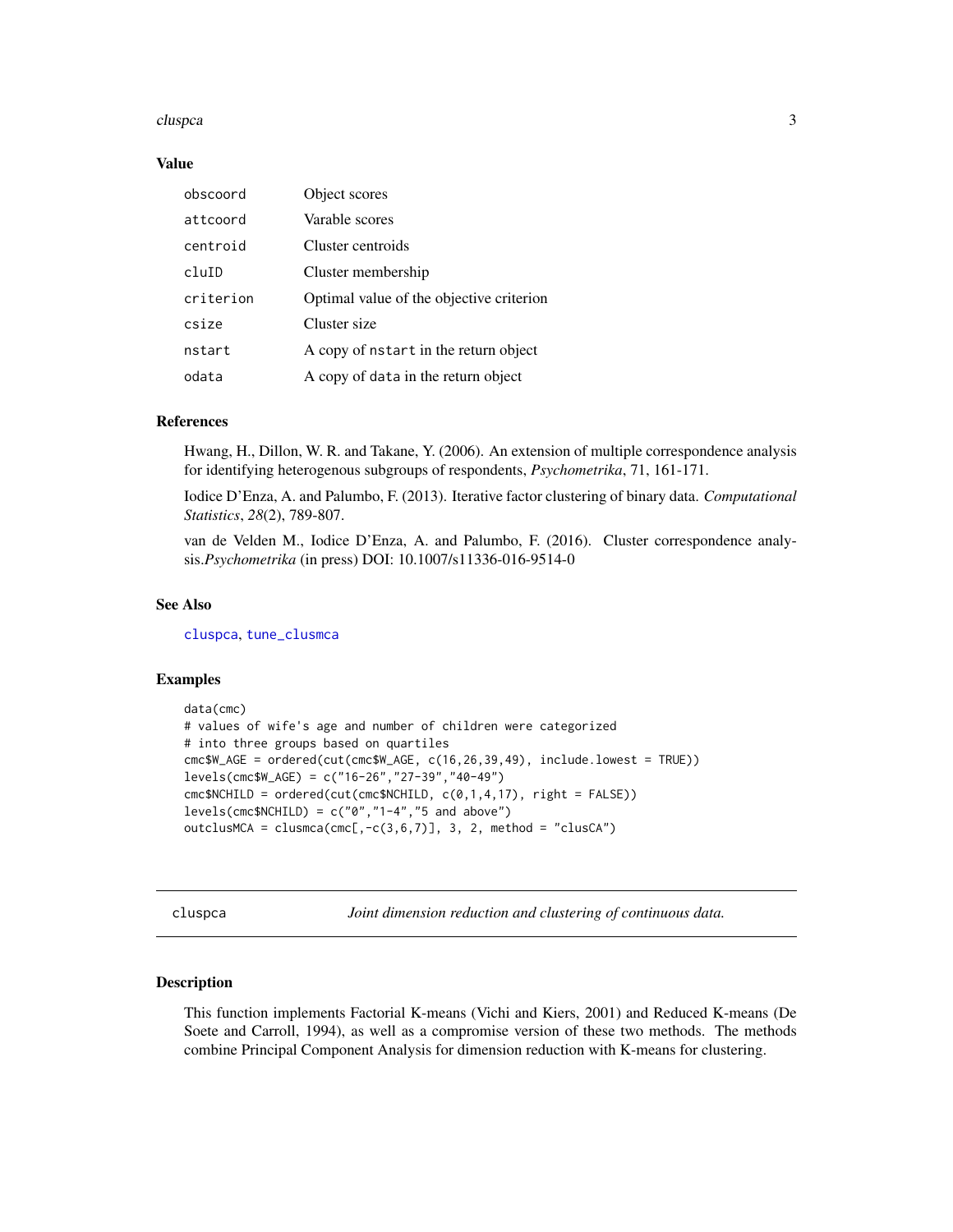### Value

| | |
|---|---|
| `obscoord` | Object scores |
| `attcoord` | Varable scores |
| `centroid` | Cluster centroids |
| `cluID` | Cluster membership |
| `criterion` | Optimal value of the objective criterion |
| `csize` | Cluster size |
| `nstart` | A copy of `nstart` in the return object |
| `odata` | A copy of `data` in the return object |

### References

Hwang, H., Dillon, W. R. and Takane, Y. (2006). An extension of multiple correspondence analysis for identifying heterogenous subgroups of respondents, *Psychometrika*, 71, 161-171.

Iodice D'Enza, A. and Palumbo, F. (2013). Iterative factor clustering of binary data. *Computational Statistics*, *28*(2), 789-807.

van de Velden M., Iodice D'Enza, A. and Palumbo, F. (2016). Cluster correspondence analysis.*Psychometrika* (in press) DOI: 10.1007/s11336-016-9514-0

### See Also

cluspca, tune_clusmca

### Examples

```
data(cmc)
# values of wife's age and number of children were categorized
# into three groups based on quartiles
cmc$W_AGE = ordered(cut(cmc$W_AGE, c(16,26,39,49), include.lowest = TRUE))
levels(cmc$W_AGE) = c("16-26","27-39","40-49")
cmc$NCHILD = ordered(cut(cmc$NCHILD, c(0,1,4,17), right = FALSE))
levels(cmc$NCHILD) = c("0","1-4","5 and above")
outclusMCA = clusmca(cmc[,-c(3,6,7)], 3, 2, method = "clusCA")
```

---

## cluspca — *Joint dimension reduction and clustering of continuous data.*

### Description

This function implements Factorial K-means (Vichi and Kiers, 2001) and Reduced K-means (De Soete and Carroll, 1994), as well as a compromise version of these two methods. The methods combine Principal Component Analysis for dimension reduction with K-means for clustering.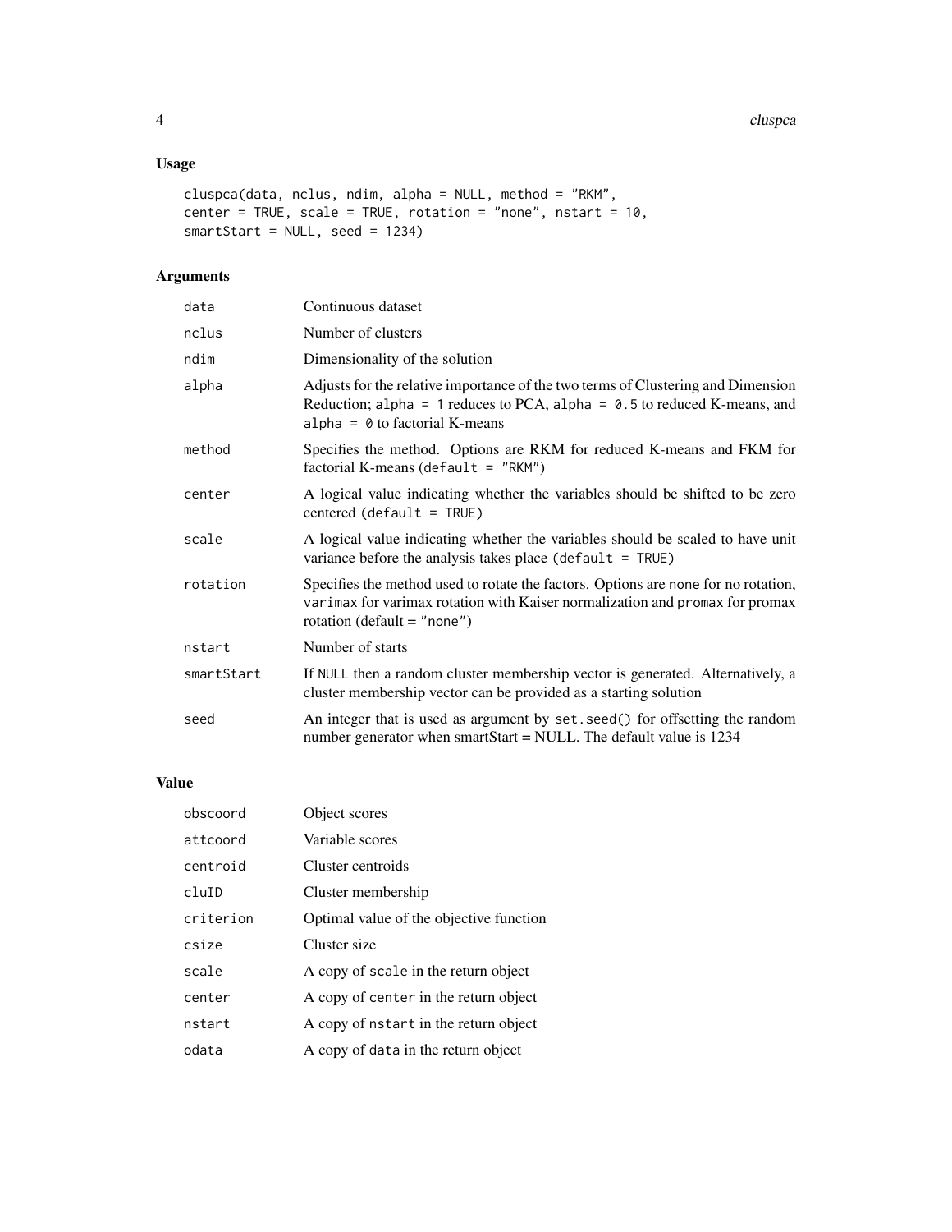## Usage

```
cluspca(data, nclus, ndim, alpha = NULL, method = "RKM",
center = TRUE, scale = TRUE, rotation = "none", nstart = 10,
smartStart = NULL, seed = 1234)
```

## Arguments

| | |
|---|---|
| `data` | Continuous dataset |
| `nclus` | Number of clusters |
| `ndim` | Dimensionality of the solution |
| `alpha` | Adjusts for the relative importance of the two terms of Clustering and Dimension Reduction; `alpha = 1` reduces to PCA, `alpha = 0.5` to reduced K-means, and `alpha = 0` to factorial K-means |
| `method` | Specifies the method. Options are RKM for reduced K-means and FKM for factorial K-means (`default = "RKM"`) |
| `center` | A logical value indicating whether the variables should be shifted to be zero centered (`default = TRUE`) |
| `scale` | A logical value indicating whether the variables should be scaled to have unit variance before the analysis takes place (`default = TRUE`) |
| `rotation` | Specifies the method used to rotate the factors. Options are `none` for no rotation, `varimax` for varimax rotation with Kaiser normalization and `promax` for promax rotation (default = `"none"`) |
| `nstart` | Number of starts |
| `smartStart` | If `NULL` then a random cluster membership vector is generated. Alternatively, a cluster membership vector can be provided as a starting solution |
| `seed` | An integer that is used as argument by `set.seed()` for offsetting the random number generator when smartStart = NULL. The default value is 1234 |

## Value

| | |
|---|---|
| `obscoord` | Object scores |
| `attcoord` | Variable scores |
| `centroid` | Cluster centroids |
| `cluID` | Cluster membership |
| `criterion` | Optimal value of the objective function |
| `csize` | Cluster size |
| `scale` | A copy of `scale` in the return object |
| `center` | A copy of `center` in the return object |
| `nstart` | A copy of `nstart` in the return object |
| `odata` | A copy of `data` in the return object |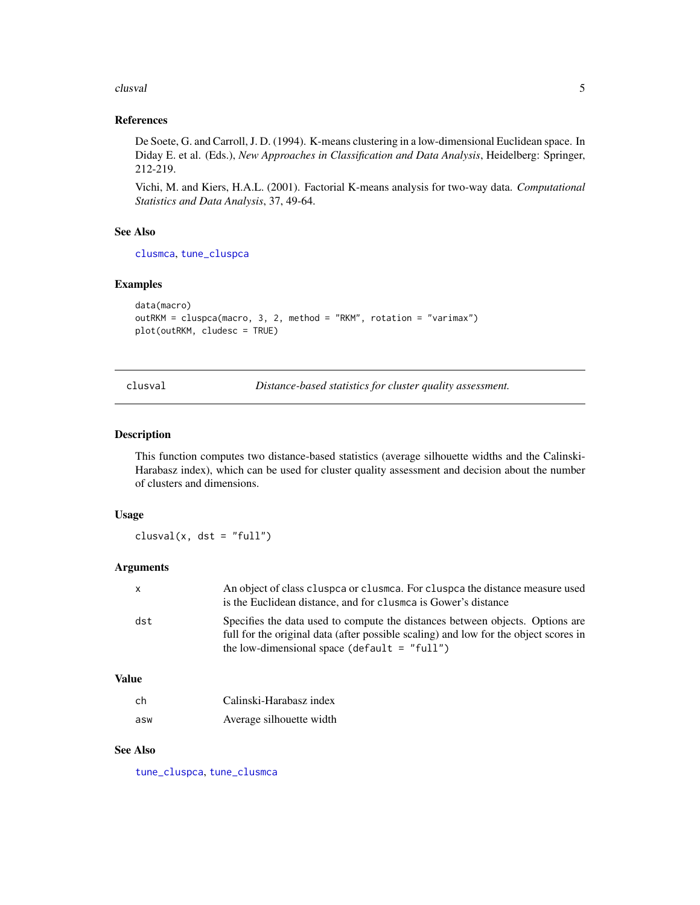### References

De Soete, G. and Carroll, J. D. (1994). K-means clustering in a low-dimensional Euclidean space. In Diday E. et al. (Eds.), *New Approaches in Classification and Data Analysis*, Heidelberg: Springer, 212-219.

Vichi, M. and Kiers, H.A.L. (2001). Factorial K-means analysis for two-way data. *Computational Statistics and Data Analysis*, 37, 49-64.

### See Also

`clusmca`, `tune_cluspca`

### Examples

```
data(macro)
outRKM = cluspca(macro, 3, 2, method = "RKM", rotation = "varimax")
plot(outRKM, cludesc = TRUE)
```

---

## clusval — *Distance-based statistics for cluster quality assessment.*

---

### Description

This function computes two distance-based statistics (average silhouette widths and the Calinski-Harabasz index), which can be used for cluster quality assessment and decision about the number of clusters and dimensions.

### Usage

```
clusval(x, dst = "full")
```

### Arguments

| | |
|---|---|
| `x` | An object of class `cluspca` or `clusmca`. For `cluspca` the distance measure used is the Euclidean distance, and for `clusmca` is Gower's distance |
| `dst` | Specifies the data used to compute the distances between objects. Options are full for the original data (after possible scaling) and low for the object scores in the low-dimensional space (`default = "full"`) |

### Value

| | |
|---|---|
| `ch` | Calinski-Harabasz index |
| `asw` | Average silhouette width |

### See Also

`tune_cluspca`, `tune_clusmca`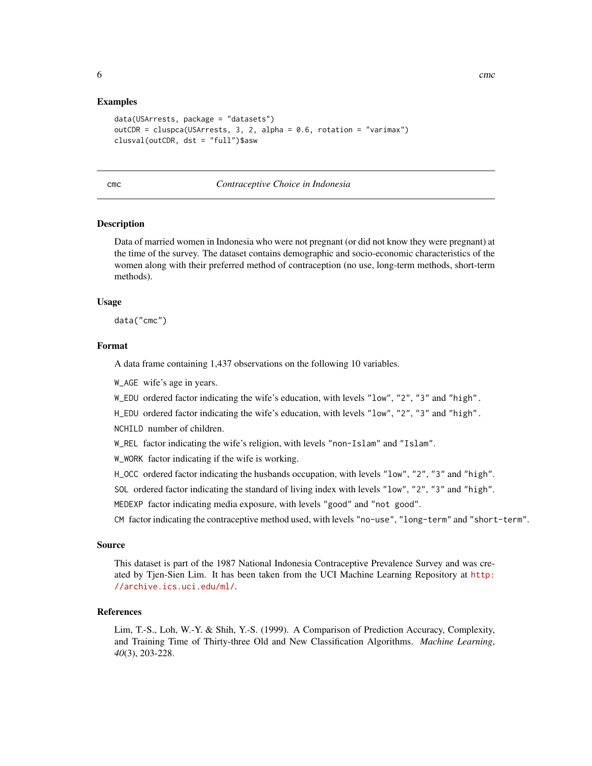### Examples

```
data(USArrests, package = "datasets")
outCDR = cluspca(USArrests, 3, 2, alpha = 0.6, rotation = "varimax")
clusval(outCDR, dst = "full")$asw
```

---

## cmc — *Contraceptive Choice in Indonesia*

---

### Description

Data of married women in Indonesia who were not pregnant (or did not know they were pregnant) at the time of the survey. The dataset contains demographic and socio-economic characteristics of the women along with their preferred method of contraception (no use, long-term methods, short-term methods).

### Usage

```
data("cmc")
```

### Format

A data frame containing 1,437 observations on the following 10 variables.

- `W_AGE` wife's age in years.
- `W_EDU` ordered factor indicating the wife's education, with levels `"low"`, `"2"`, `"3"` and `"high"`.
- `H_EDU` ordered factor indicating the wife's education, with levels `"low"`, `"2"`, `"3"` and `"high"`.
- `NCHILD` number of children.
- `W_REL` factor indicating the wife's religion, with levels `"non-Islam"` and `"Islam"`.
- `W_WORK` factor indicating if the wife is working.
- `H_OCC` ordered factor indicating the husbands occupation, with levels `"low"`, `"2"`, `"3"` and `"high"`.
- `SOL` ordered factor indicating the standard of living index with levels `"low"`, `"2"`, `"3"` and `"high"`.
- `MEDEXP` factor indicating media exposure, with levels `"good"` and `"not good"`.
- `CM` factor indicating the contraceptive method used, with levels `"no-use"`, `"long-term"` and `"short-term"`.

### Source

This dataset is part of the 1987 National Indonesia Contraceptive Prevalence Survey and was created by Tjen-Sien Lim. It has been taken from the UCI Machine Learning Repository at http://archive.ics.uci.edu/ml/.

### References

Lim, T.-S., Loh, W.-Y. & Shih, Y.-S. (1999). A Comparison of Prediction Accuracy, Complexity, and Training Time of Thirty-three Old and New Classification Algorithms. *Machine Learning*, *40*(3), 203-228.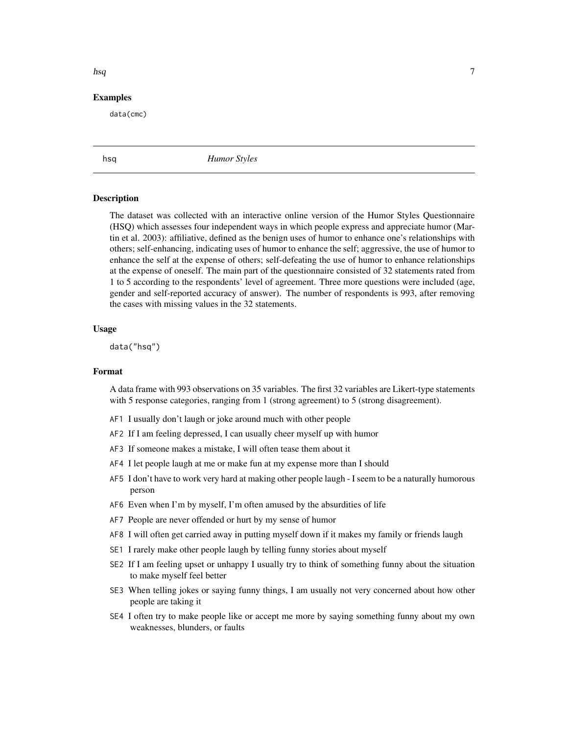### Examples

```
data(cmc)
```

---

hsq *Humor Styles*

---

### Description

The dataset was collected with an interactive online version of the Humor Styles Questionnaire (HSQ) which assesses four independent ways in which people express and appreciate humor (Martin et al. 2003): affiliative, defined as the benign uses of humor to enhance one's relationships with others; self-enhancing, indicating uses of humor to enhance the self; aggressive, the use of humor to enhance the self at the expense of others; self-defeating the use of humor to enhance relationships at the expense of oneself. The main part of the questionnaire consisted of 32 statements rated from 1 to 5 according to the respondents' level of agreement. Three more questions were included (age, gender and self-reported accuracy of answer). The number of respondents is 993, after removing the cases with missing values in the 32 statements.

### Usage

```
data("hsq")
```

### Format

A data frame with 993 observations on 35 variables. The first 32 variables are Likert-type statements with 5 response categories, ranging from 1 (strong agreement) to 5 (strong disagreement).

- `AF1` I usually don't laugh or joke around much with other people
- `AF2` If I am feeling depressed, I can usually cheer myself up with humor
- `AF3` If someone makes a mistake, I will often tease them about it
- `AF4` I let people laugh at me or make fun at my expense more than I should
- `AF5` I don't have to work very hard at making other people laugh - I seem to be a naturally humorous person
- `AF6` Even when I'm by myself, I'm often amused by the absurdities of life
- `AF7` People are never offended or hurt by my sense of humor
- `AF8` I will often get carried away in putting myself down if it makes my family or friends laugh
- `SE1` I rarely make other people laugh by telling funny stories about myself
- `SE2` If I am feeling upset or unhappy I usually try to think of something funny about the situation to make myself feel better
- `SE3` When telling jokes or saying funny things, I am usually not very concerned about how other people are taking it
- `SE4` I often try to make people like or accept me more by saying something funny about my own weaknesses, blunders, or faults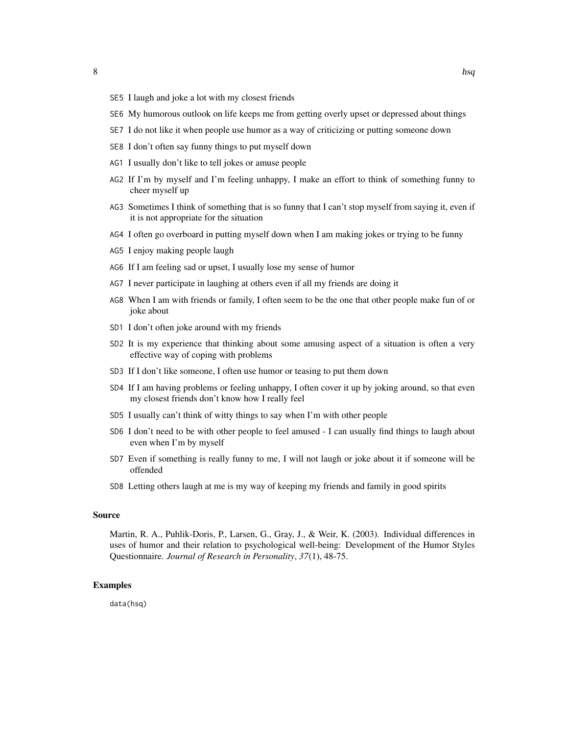SE5 I laugh and joke a lot with my closest friends

SE6 My humorous outlook on life keeps me from getting overly upset or depressed about things

SE7 I do not like it when people use humor as a way of criticizing or putting someone down

SE8 I don't often say funny things to put myself down

AG1 I usually don't like to tell jokes or amuse people

AG2 If I'm by myself and I'm feeling unhappy, I make an effort to think of something funny to cheer myself up

AG3 Sometimes I think of something that is so funny that I can't stop myself from saying it, even if it is not appropriate for the situation

AG4 I often go overboard in putting myself down when I am making jokes or trying to be funny

AG5 I enjoy making people laugh

AG6 If I am feeling sad or upset, I usually lose my sense of humor

AG7 I never participate in laughing at others even if all my friends are doing it

AG8 When I am with friends or family, I often seem to be the one that other people make fun of or joke about

SD1 I don't often joke around with my friends

SD2 It is my experience that thinking about some amusing aspect of a situation is often a very effective way of coping with problems

SD3 If I don't like someone, I often use humor or teasing to put them down

SD4 If I am having problems or feeling unhappy, I often cover it up by joking around, so that even my closest friends don't know how I really feel

SD5 I usually can't think of witty things to say when I'm with other people

SD6 I don't need to be with other people to feel amused - I can usually find things to laugh about even when I'm by myself

SD7 Even if something is really funny to me, I will not laugh or joke about it if someone will be offended

SD8 Letting others laugh at me is my way of keeping my friends and family in good spirits

### Source

Martin, R. A., Puhlik-Doris, P., Larsen, G., Gray, J., & Weir, K. (2003). Individual differences in uses of humor and their relation to psychological well-being: Development of the Humor Styles Questionnaire. *Journal of Research in Personality*, *37*(1), 48-75.

### Examples

```
data(hsq)
```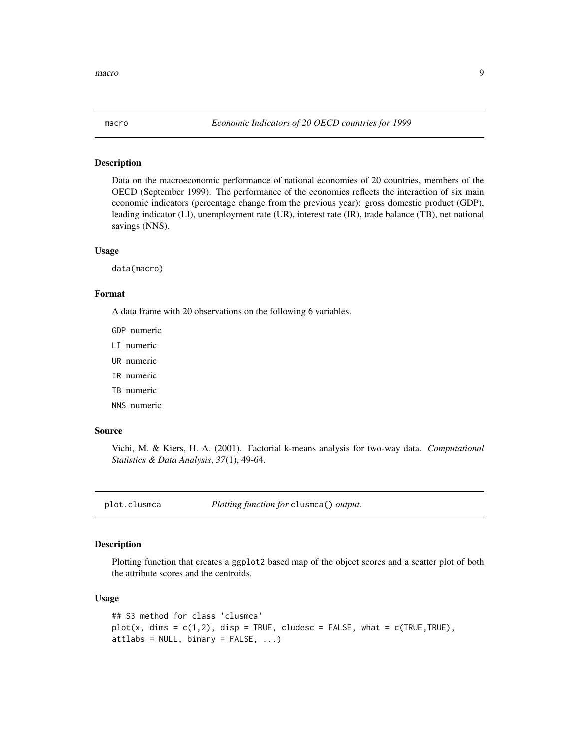## macro — *Economic Indicators of 20 OECD countries for 1999*

### Description

Data on the macroeconomic performance of national economies of 20 countries, members of the OECD (September 1999). The performance of the economies reflects the interaction of six main economic indicators (percentage change from the previous year): gross domestic product (GDP), leading indicator (LI), unemployment rate (UR), interest rate (IR), trade balance (TB), net national savings (NNS).

### Usage

```
data(macro)
```

### Format

A data frame with 20 observations on the following 6 variables.

- `GDP` numeric
- `LI` numeric
- `UR` numeric
- `IR` numeric
- `TB` numeric
- `NNS` numeric

### Source

Vichi, M. & Kiers, H. A. (2001). Factorial k-means analysis for two-way data. *Computational Statistics & Data Analysis*, *37*(1), 49-64.

## plot.clusmca — *Plotting function for* `clusmca()` *output.*

### Description

Plotting function that creates a `ggplot2` based map of the object scores and a scatter plot of both the attribute scores and the centroids.

### Usage

```
## S3 method for class 'clusmca'
plot(x, dims = c(1,2), disp = TRUE, cludesc = FALSE, what = c(TRUE,TRUE),
attlabs = NULL, binary = FALSE, ...)
```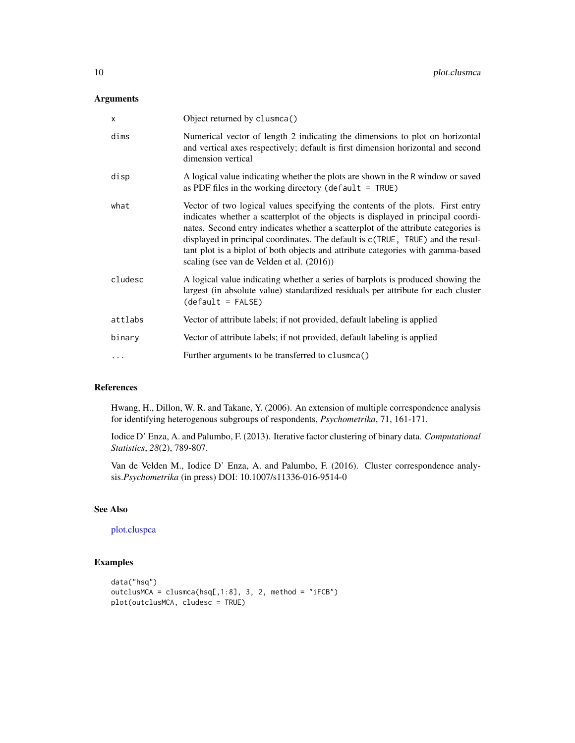## Arguments

| | |
|---|---|
| `x` | Object returned by `clusmca()` |
| `dims` | Numerical vector of length 2 indicating the dimensions to plot on horizontal and vertical axes respectively; default is first dimension horizontal and second dimension vertical |
| `disp` | A logical value indicating whether the plots are shown in the R window or saved as PDF files in the working directory `(default = TRUE)` |
| `what` | Vector of two logical values specifying the contents of the plots. First entry indicates whether a scatterplot of the objects is displayed in principal coordinates. Second entry indicates whether a scatterplot of the attribute categories is displayed in principal coordinates. The default is `c(TRUE, TRUE)` and the resultant plot is a biplot of both objects and attribute categories with gamma-based scaling (see van de Velden et al. (2016)) |
| `cludesc` | A logical value indicating whether a series of barplots is produced showing the largest (in absolute value) standardized residuals per attribute for each cluster `(default = FALSE)` |
| `attlabs` | Vector of attribute labels; if not provided, default labeling is applied |
| `binary` | Vector of attribute labels; if not provided, default labeling is applied |
| `...` | Further arguments to be transferred to `clusmca()` |

## References

Hwang, H., Dillon, W. R. and Takane, Y. (2006). An extension of multiple correspondence analysis for identifying heterogenous subgroups of respondents, *Psychometrika*, 71, 161-171.

Iodice D' Enza, A. and Palumbo, F. (2013). Iterative factor clustering of binary data. *Computational Statistics*, *28*(2), 789-807.

Van de Velden M., Iodice D' Enza, A. and Palumbo, F. (2016). Cluster correspondence analysis.*Psychometrika* (in press) DOI: 10.1007/s11336-016-9514-0

## See Also

plot.cluspca

## Examples

```
data("hsq")
outclusMCA = clusmca(hsq[,1:8], 3, 2, method = "iFCB")
plot(outclusMCA, cludesc = TRUE)
```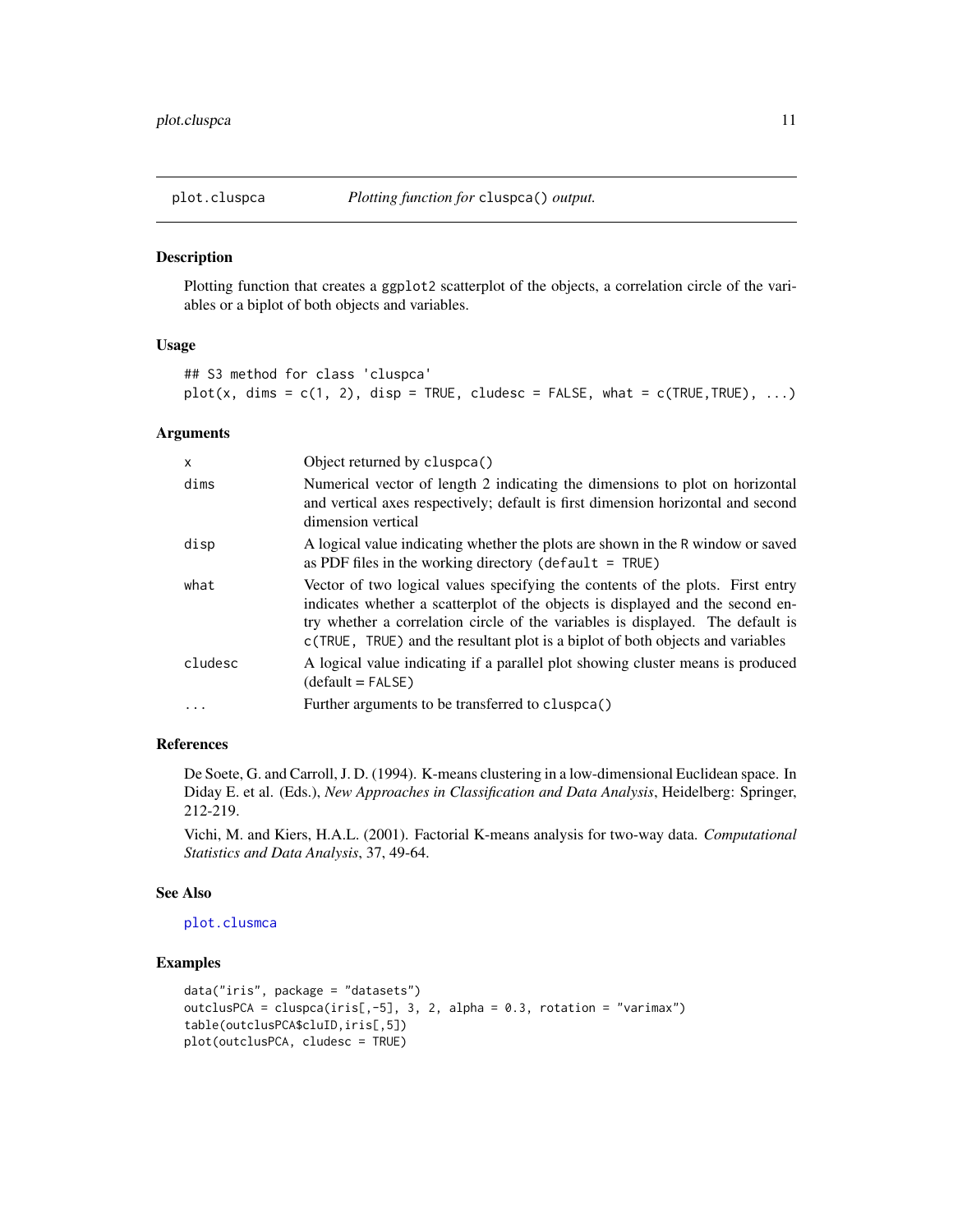## plot.cluspca — *Plotting function for* `cluspca()` *output.*

### Description

Plotting function that creates a `ggplot2` scatterplot of the objects, a correlation circle of the variables or a biplot of both objects and variables.

### Usage

```
## S3 method for class 'cluspca'
plot(x, dims = c(1, 2), disp = TRUE, cludesc = FALSE, what = c(TRUE,TRUE), ...)
```

### Arguments

| | |
|---|---|
| `x` | Object returned by `cluspca()` |
| `dims` | Numerical vector of length 2 indicating the dimensions to plot on horizontal and vertical axes respectively; default is first dimension horizontal and second dimension vertical |
| `disp` | A logical value indicating whether the plots are shown in the `R` window or saved as PDF files in the working directory (`default = TRUE`) |
| `what` | Vector of two logical values specifying the contents of the plots. First entry indicates whether a scatterplot of the objects is displayed and the second entry whether a correlation circle of the variables is displayed. The default is `c(TRUE, TRUE)` and the resultant plot is a biplot of both objects and variables |
| `cludesc` | A logical value indicating if a parallel plot showing cluster means is produced (default = `FALSE`) |
| `...` | Further arguments to be transferred to `cluspca()` |

### References

De Soete, G. and Carroll, J. D. (1994). K-means clustering in a low-dimensional Euclidean space. In Diday E. et al. (Eds.), *New Approaches in Classification and Data Analysis*, Heidelberg: Springer, 212-219.

Vichi, M. and Kiers, H.A.L. (2001). Factorial K-means analysis for two-way data. *Computational Statistics and Data Analysis*, 37, 49-64.

### See Also

`plot.clusmca`

### Examples

```
data("iris", package = "datasets")
outclusPCA = cluspca(iris[,-5], 3, 2, alpha = 0.3, rotation = "varimax")
table(outclusPCA$cluID,iris[,5])
plot(outclusPCA, cludesc = TRUE)
```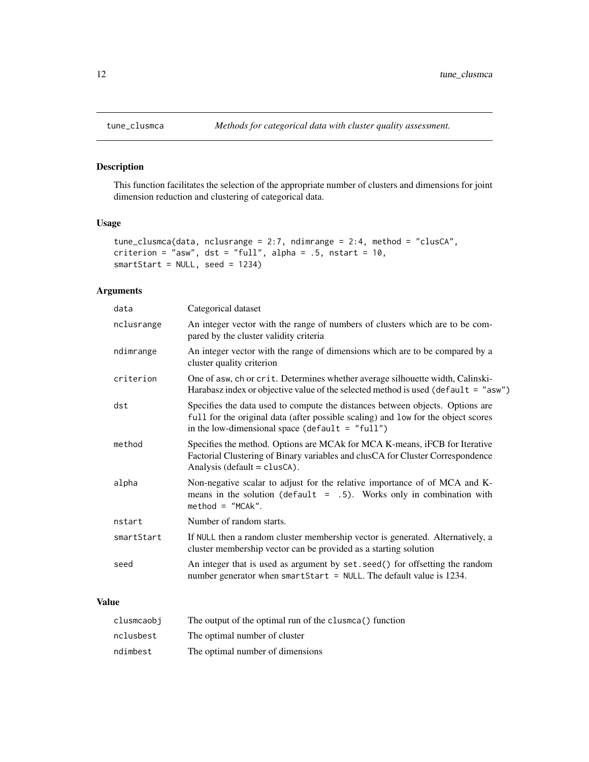# tune_clusmca — *Methods for categorical data with cluster quality assessment.*

## Description

This function facilitates the selection of the appropriate number of clusters and dimensions for joint dimension reduction and clustering of categorical data.

## Usage

```
tune_clusmca(data, nclusrange = 2:7, ndimrange = 2:4, method = "clusCA",
criterion = "asw", dst = "full", alpha = .5, nstart = 10,
smartStart = NULL, seed = 1234)
```

## Arguments

| | |
|---|---|
| `data` | Categorical dataset |
| `nclusrange` | An integer vector with the range of numbers of clusters which are to be compared by the cluster validity criteria |
| `ndimrange` | An integer vector with the range of dimensions which are to be compared by a cluster quality criterion |
| `criterion` | One of `asw`, `ch` or `crit`. Determines whether average silhouette width, Calinski-Harabasz index or objective value of the selected method is used (`default = "asw"`) |
| `dst` | Specifies the data used to compute the distances between objects. Options are `full` for the original data (after possible scaling) and `low` for the object scores in the low-dimensional space (`default = "full"`) |
| `method` | Specifies the method. Options are MCAk for MCA K-means, iFCB for Iterative Factorial Clustering of Binary variables and clusCA for Cluster Correspondence Analysis (default = `clusCA`). |
| `alpha` | Non-negative scalar to adjust for the relative importance of of MCA and K-means in the solution (`default = .5`). Works only in combination with `method = "MCAk"`. |
| `nstart` | Number of random starts. |
| `smartStart` | If `NULL` then a random cluster membership vector is generated. Alternatively, a cluster membership vector can be provided as a starting solution |
| `seed` | An integer that is used as argument by `set.seed()` for offsetting the random number generator when `smartStart = NULL`. The default value is 1234. |

## Value

| | |
|---|---|
| `clusmcaobj` | The output of the optimal run of the `clusmca()` function |
| `nclusbest` | The optimal number of cluster |
| `ndimbest` | The optimal number of dimensions |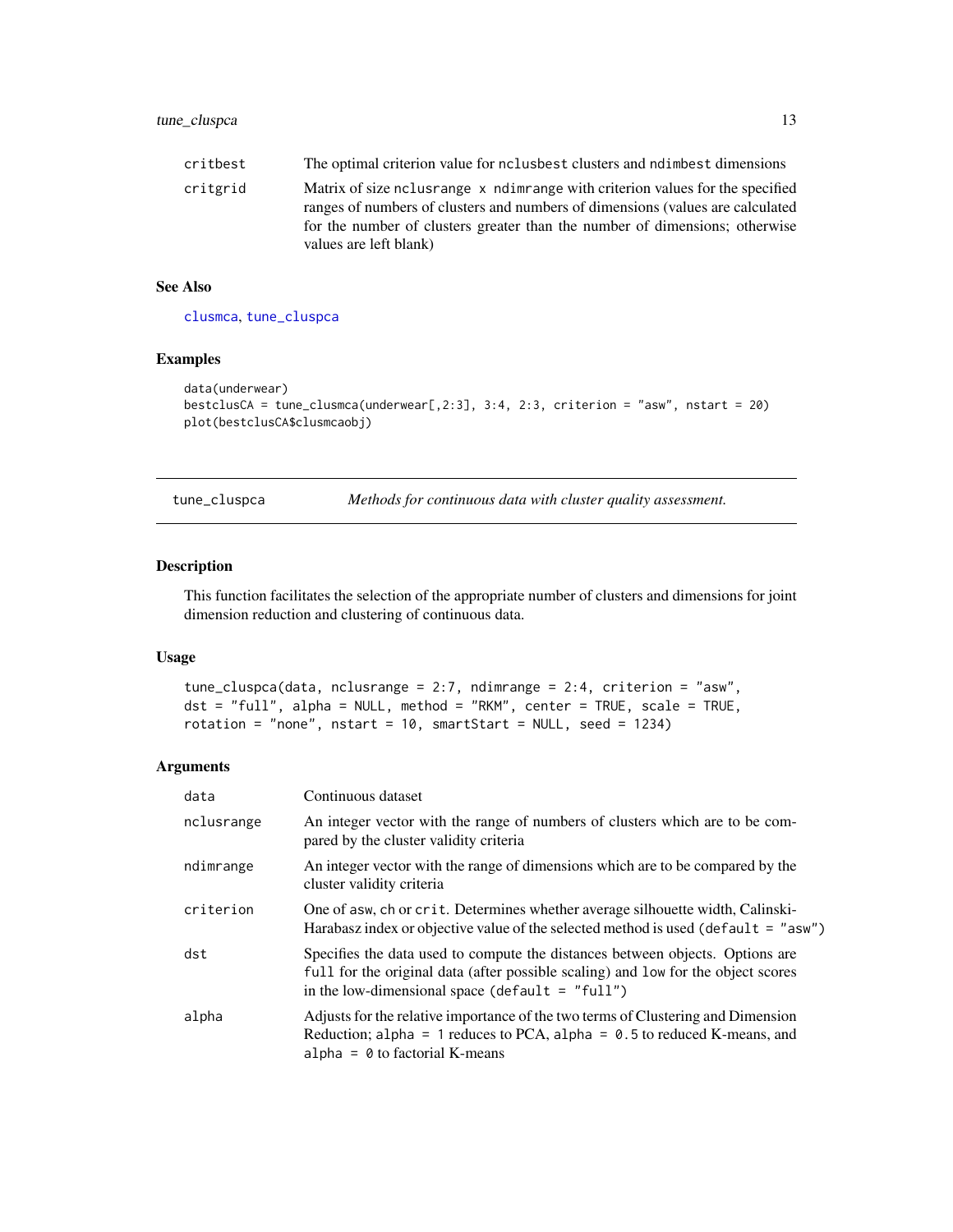| | |
|---|---|
| critbest | The optimal criterion value for nclusbest clusters and ndimbest dimensions |
| critgrid | Matrix of size nclusrange x ndimrange with criterion values for the specified ranges of numbers of clusters and numbers of dimensions (values are calculated for the number of clusters greater than the number of dimensions; otherwise values are left blank) |

### See Also

clusmca, tune_cluspca

### Examples

```
data(underwear)
bestclusCA = tune_clusmca(underwear[,2:3], 3:4, 2:3, criterion = "asw", nstart = 20)
plot(bestclusCA$clusmcaobj)
```

## tune_cluspca *Methods for continuous data with cluster quality assessment.*

### Description

This function facilitates the selection of the appropriate number of clusters and dimensions for joint dimension reduction and clustering of continuous data.

### Usage

```
tune_cluspca(data, nclusrange = 2:7, ndimrange = 2:4, criterion = "asw",
dst = "full", alpha = NULL, method = "RKM", center = TRUE, scale = TRUE,
rotation = "none", nstart = 10, smartStart = NULL, seed = 1234)
```

### Arguments

| | |
|---|---|
| data | Continuous dataset |
| nclusrange | An integer vector with the range of numbers of clusters which are to be compared by the cluster validity criteria |
| ndimrange | An integer vector with the range of dimensions which are to be compared by the cluster validity criteria |
| criterion | One of asw, ch or crit. Determines whether average silhouette width, Calinski-Harabasz index or objective value of the selected method is used (default = "asw") |
| dst | Specifies the data used to compute the distances between objects. Options are full for the original data (after possible scaling) and low for the object scores in the low-dimensional space (default = "full") |
| alpha | Adjusts for the relative importance of the two terms of Clustering and Dimension Reduction; alpha = 1 reduces to PCA, alpha = 0.5 to reduced K-means, and alpha = 0 to factorial K-means |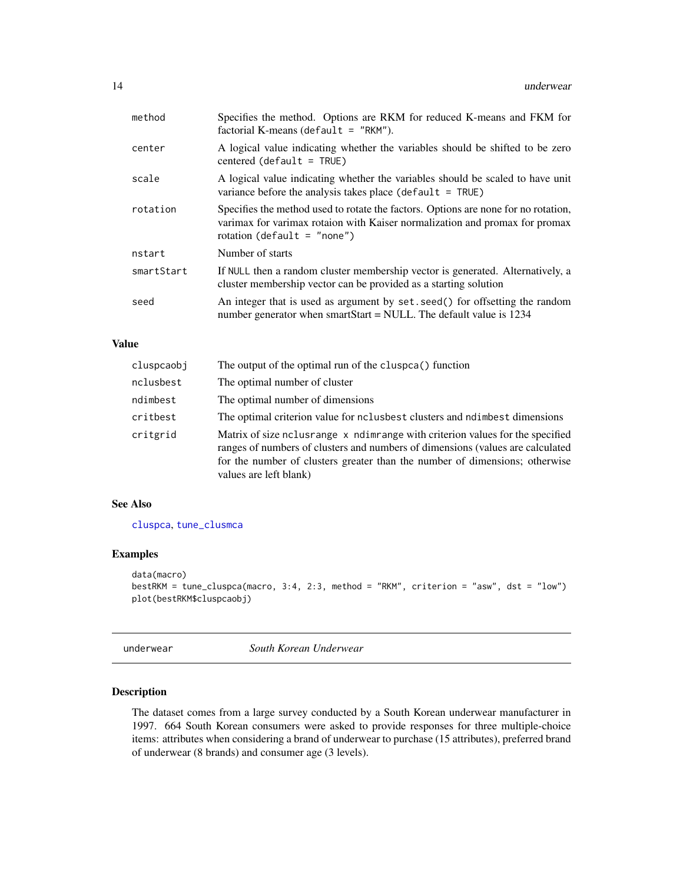| | |
|---|---|
| method | Specifies the method. Options are RKM for reduced K-means and FKM for factorial K-means (`default = "RKM"`). |
| center | A logical value indicating whether the variables should be shifted to be zero centered (`default = TRUE`) |
| scale | A logical value indicating whether the variables should be scaled to have unit variance before the analysis takes place (`default = TRUE`) |
| rotation | Specifies the method used to rotate the factors. Options are none for no rotation, varimax for varimax rotaion with Kaiser normalization and promax for promax rotation (`default = "none"`) |
| nstart | Number of starts |
| smartStart | If `NULL` then a random cluster membership vector is generated. Alternatively, a cluster membership vector can be provided as a starting solution |
| seed | An integer that is used as argument by `set.seed()` for offsetting the random number generator when smartStart = NULL. The default value is 1234 |

## Value

| | |
|---|---|
| cluspcaobj | The output of the optimal run of the `cluspca()` function |
| nclusbest | The optimal number of cluster |
| ndimbest | The optimal number of dimensions |
| critbest | The optimal criterion value for `nclusbest` clusters and `ndimbest` dimensions |
| critgrid | Matrix of size `nclusrange x ndimrange` with criterion values for the specified ranges of numbers of clusters and numbers of dimensions (values are calculated for the number of clusters greater than the number of dimensions; otherwise values are left blank) |

## See Also

cluspca, tune_clusmca

## Examples

```
data(macro)
bestRKM = tune_cluspca(macro, 3:4, 2:3, method = "RKM", criterion = "asw", dst = "low")
plot(bestRKM$cluspcaobj)
```

---

# underwear *South Korean Underwear*

## Description

The dataset comes from a large survey conducted by a South Korean underwear manufacturer in 1997. 664 South Korean consumers were asked to provide responses for three multiple-choice items: attributes when considering a brand of underwear to purchase (15 attributes), preferred brand of underwear (8 brands) and consumer age (3 levels).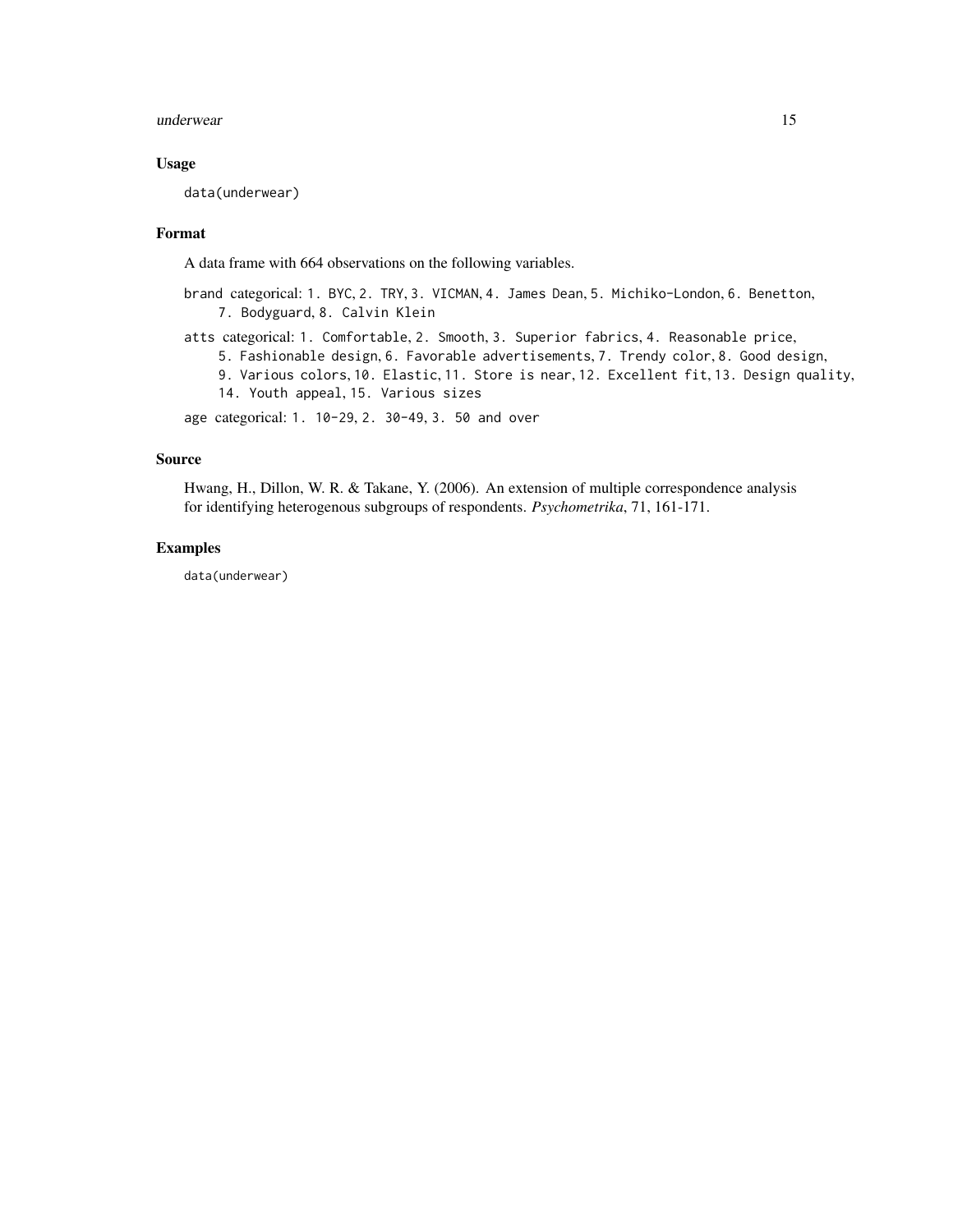### Usage

```
data(underwear)
```

### Format

A data frame with 664 observations on the following variables.

`brand` categorical: `1. BYC`, `2. TRY`, `3. VICMAN`, `4. James Dean`, `5. Michiko-London`, `6. Benetton`, `7. Bodyguard`, `8. Calvin Klein`

`atts` categorical: `1. Comfortable`, `2. Smooth`, `3. Superior fabrics`, `4. Reasonable price`, `5. Fashionable design`, `6. Favorable advertisements`, `7. Trendy color`, `8. Good design`, `9. Various colors`, `10. Elastic`, `11. Store is near`, `12. Excellent fit`, `13. Design quality`, `14. Youth appeal`, `15. Various sizes`

`age` categorical: `1. 10-29`, `2. 30-49`, `3. 50 and over`

### Source

Hwang, H., Dillon, W. R. & Takane, Y. (2006). An extension of multiple correspondence analysis for identifying heterogenous subgroups of respondents. *Psychometrika*, 71, 161-171.

### Examples

```
data(underwear)
```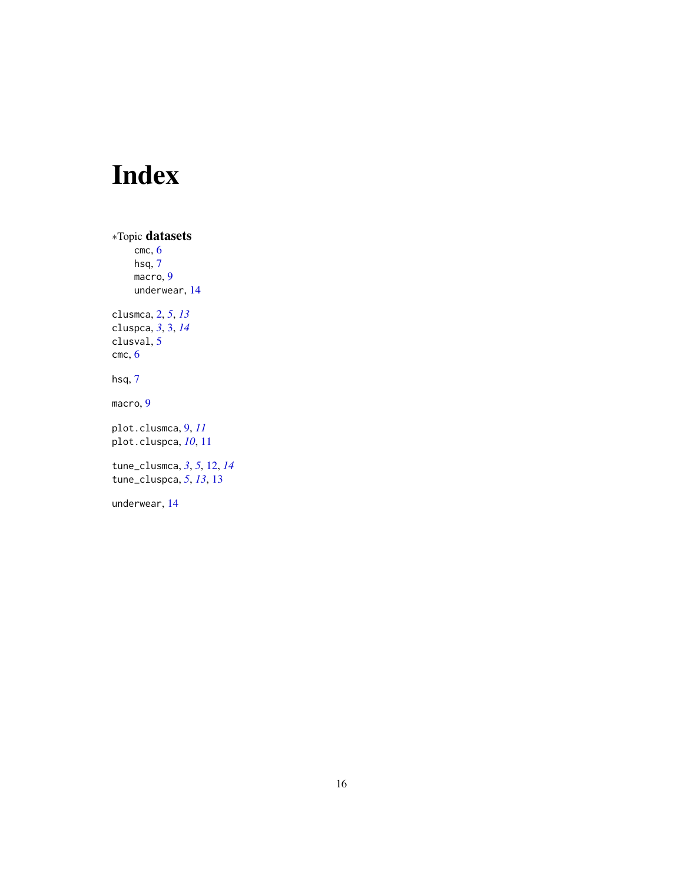# Index

*Topic **datasets**
- cmc, 6
- hsq, 7
- macro, 9
- underwear, 14

clusmca, 2, *5*, *13*
cluspca, *3*, 3, *14*
clusval, 5
cmc, 6

hsq, 7

macro, 9

plot.clusmca, 9, *11*
plot.cluspca, *10*, 11

tune_clusmca, *3*, *5*, 12, *14*
tune_cluspca, *5*, *13*, 13

underwear, 14